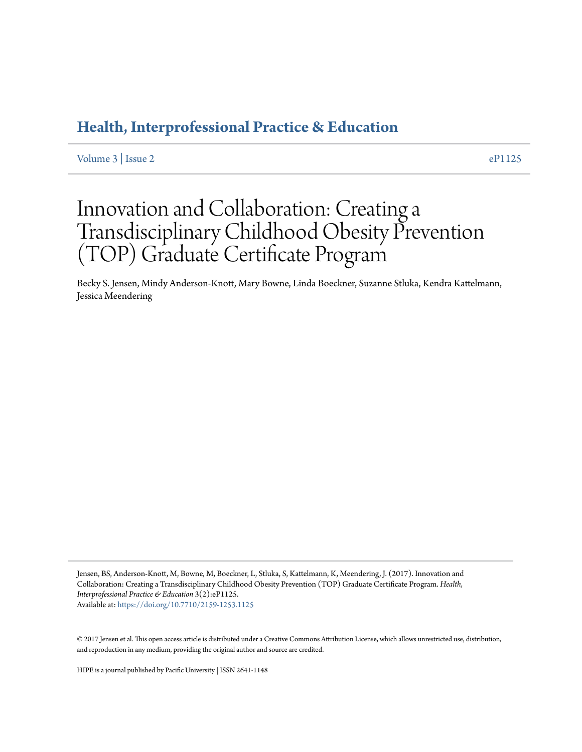**Health, Interprofessional Practice & Education**

Volume 3 | Issue 2 eP1125

# Innovation and Collaboration: Creating a Transdisciplinary Childhood Obesity Prevention (TOP) Graduate Certificate Program

Becky S. Jensen, Mindy Anderson-Knott, Mary Bowne, Linda Boeckner, Suzanne Stluka, Kendra Kattelmann, Jessica Meendering

Jensen, BS, Anderson-Knott, M, Bowne, M, Boeckner, L, Stluka, S, Kattelmann, K, Meendering, J. (2017). Innovation and Collaboration: Creating a Transdisciplinary Childhood Obesity Prevention (TOP) Graduate Certificate Program. *Health, Interprofessional Practice & Education* 3(2):eP1125.
Available at: https://doi.org/10.7710/2159-1253.1125

© 2017 Jensen et al. This open access article is distributed under a Creative Commons Attribution License, which allows unrestricted use, distribution, and reproduction in any medium, providing the original author and source are credited.

HIPE is a journal published by Pacific University | ISSN 2641-1148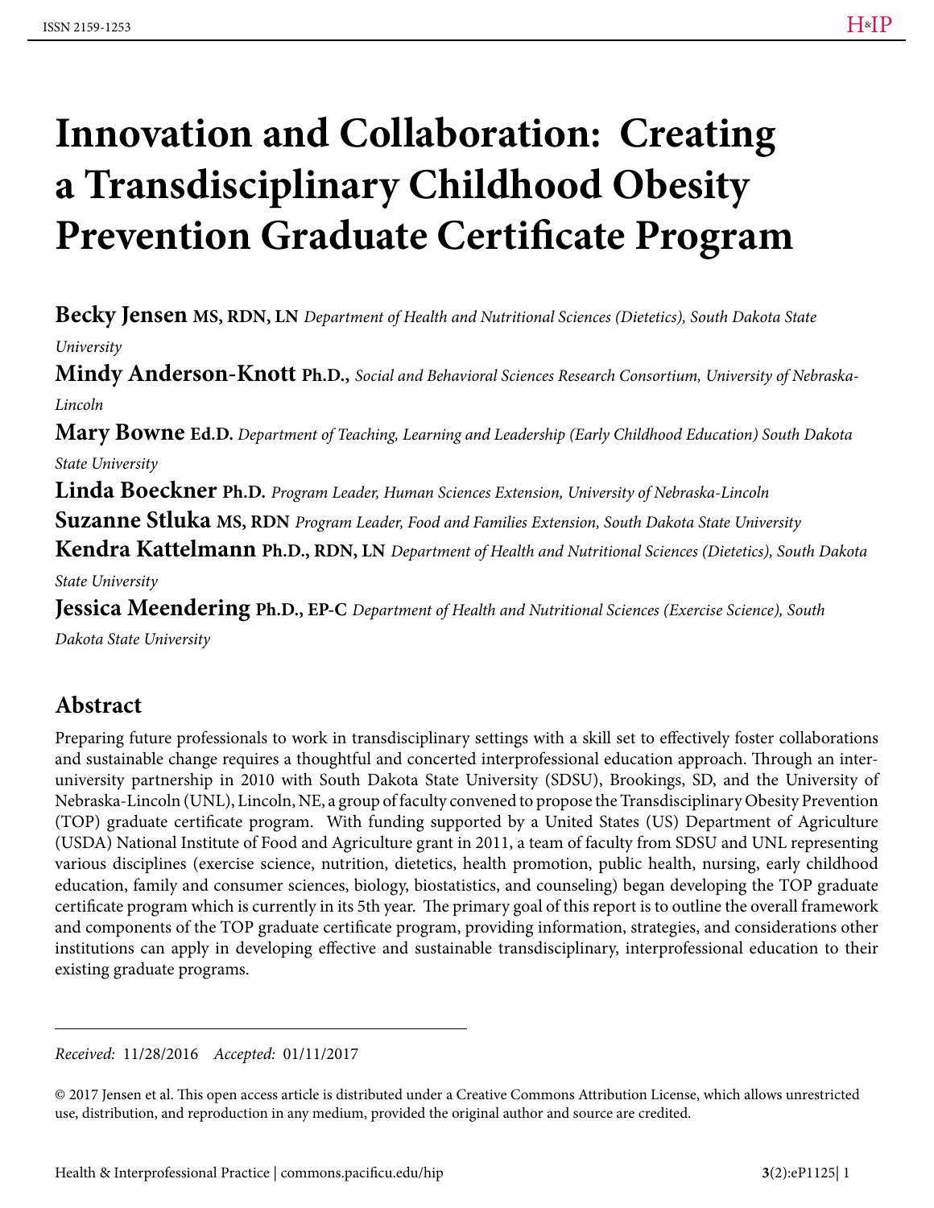# Innovation and Collaboration: Creating a Transdisciplinary Childhood Obesity Prevention Graduate Certificate Program

**Becky Jensen MS, RDN, LN** *Department of Health and Nutritional Sciences (Dietetics), South Dakota State University*

**Mindy Anderson-Knott Ph.D.,** *Social and Behavioral Sciences Research Consortium, University of Nebraska-Lincoln*

**Mary Bowne Ed.D.** *Department of Teaching, Learning and Leadership (Early Childhood Education) South Dakota State University*

**Linda Boeckner Ph.D.** *Program Leader, Human Sciences Extension, University of Nebraska-Lincoln*

**Suzanne Stluka MS, RDN** *Program Leader, Food and Families Extension, South Dakota State University*

**Kendra Kattelmann Ph.D., RDN, LN** *Department of Health and Nutritional Sciences (Dietetics), South Dakota State University*

**Jessica Meendering Ph.D., EP-C** *Department of Health and Nutritional Sciences (Exercise Science), South Dakota State University*

## Abstract

Preparing future professionals to work in transdisciplinary settings with a skill set to effectively foster collaborations and sustainable change requires a thoughtful and concerted interprofessional education approach. Through an inter-university partnership in 2010 with South Dakota State University (SDSU), Brookings, SD, and the University of Nebraska-Lincoln (UNL), Lincoln, NE, a group of faculty convened to propose the Transdisciplinary Obesity Prevention (TOP) graduate certificate program. With funding supported by a United States (US) Department of Agriculture (USDA) National Institute of Food and Agriculture grant in 2011, a team of faculty from SDSU and UNL representing various disciplines (exercise science, nutrition, dietetics, health promotion, public health, nursing, early childhood education, family and consumer sciences, biology, biostatistics, and counseling) began developing the TOP graduate certificate program which is currently in its 5th year. The primary goal of this report is to outline the overall framework and components of the TOP graduate certificate program, providing information, strategies, and considerations other institutions can apply in developing effective and sustainable transdisciplinary, interprofessional education to their existing graduate programs.

---

*Received:* 11/28/2016 *Accepted:* 01/11/2017

© 2017 Jensen et al. This open access article is distributed under a Creative Commons Attribution License, which allows unrestricted use, distribution, and reproduction in any medium, provided the original author and source are credited.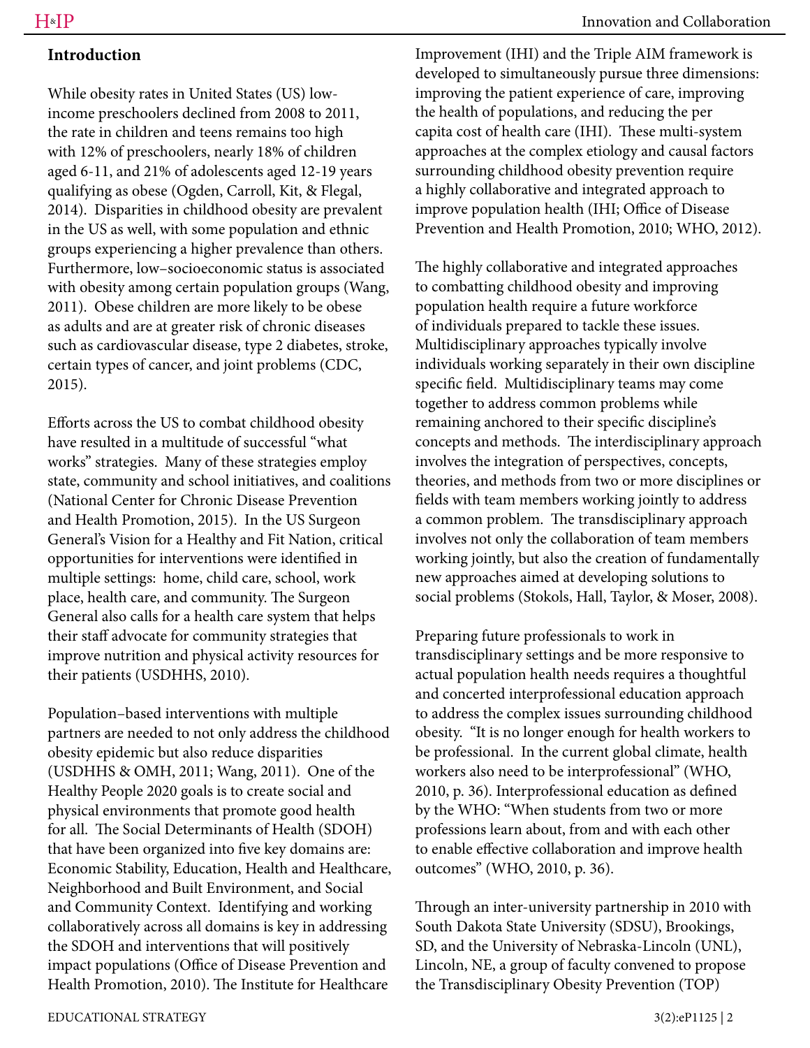## Introduction

While obesity rates in United States (US) low-income preschoolers declined from 2008 to 2011, the rate in children and teens remains too high with 12% of preschoolers, nearly 18% of children aged 6-11, and 21% of adolescents aged 12-19 years qualifying as obese (Ogden, Carroll, Kit, & Flegal, 2014). Disparities in childhood obesity are prevalent in the US as well, with some population and ethnic groups experiencing a higher prevalence than others. Furthermore, low–socioeconomic status is associated with obesity among certain population groups (Wang, 2011). Obese children are more likely to be obese as adults and are at greater risk of chronic diseases such as cardiovascular disease, type 2 diabetes, stroke, certain types of cancer, and joint problems (CDC, 2015).

Efforts across the US to combat childhood obesity have resulted in a multitude of successful "what works" strategies. Many of these strategies employ state, community and school initiatives, and coalitions (National Center for Chronic Disease Prevention and Health Promotion, 2015). In the US Surgeon General's Vision for a Healthy and Fit Nation, critical opportunities for interventions were identified in multiple settings: home, child care, school, work place, health care, and community. The Surgeon General also calls for a health care system that helps their staff advocate for community strategies that improve nutrition and physical activity resources for their patients (USDHHS, 2010).

Population–based interventions with multiple partners are needed to not only address the childhood obesity epidemic but also reduce disparities (USDHHS & OMH, 2011; Wang, 2011). One of the Healthy People 2020 goals is to create social and physical environments that promote good health for all. The Social Determinants of Health (SDOH) that have been organized into five key domains are: Economic Stability, Education, Health and Healthcare, Neighborhood and Built Environment, and Social and Community Context. Identifying and working collaboratively across all domains is key in addressing the SDOH and interventions that will positively impact populations (Office of Disease Prevention and Health Promotion, 2010). The Institute for Healthcare Improvement (IHI) and the Triple AIM framework is developed to simultaneously pursue three dimensions: improving the patient experience of care, improving the health of populations, and reducing the per capita cost of health care (IHI). These multi-system approaches at the complex etiology and causal factors surrounding childhood obesity prevention require a highly collaborative and integrated approach to improve population health (IHI; Office of Disease Prevention and Health Promotion, 2010; WHO, 2012).

The highly collaborative and integrated approaches to combatting childhood obesity and improving population health require a future workforce of individuals prepared to tackle these issues. Multidisciplinary approaches typically involve individuals working separately in their own discipline specific field. Multidisciplinary teams may come together to address common problems while remaining anchored to their specific discipline's concepts and methods. The interdisciplinary approach involves the integration of perspectives, concepts, theories, and methods from two or more disciplines or fields with team members working jointly to address a common problem. The transdisciplinary approach involves not only the collaboration of team members working jointly, but also the creation of fundamentally new approaches aimed at developing solutions to social problems (Stokols, Hall, Taylor, & Moser, 2008).

Preparing future professionals to work in transdisciplinary settings and be more responsive to actual population health needs requires a thoughtful and concerted interprofessional education approach to address the complex issues surrounding childhood obesity. "It is no longer enough for health workers to be professional. In the current global climate, health workers also need to be interprofessional" (WHO, 2010, p. 36). Interprofessional education as defined by the WHO: "When students from two or more professions learn about, from and with each other to enable effective collaboration and improve health outcomes" (WHO, 2010, p. 36).

Through an inter-university partnership in 2010 with South Dakota State University (SDSU), Brookings, SD, and the University of Nebraska-Lincoln (UNL), Lincoln, NE, a group of faculty convened to propose the Transdisciplinary Obesity Prevention (TOP)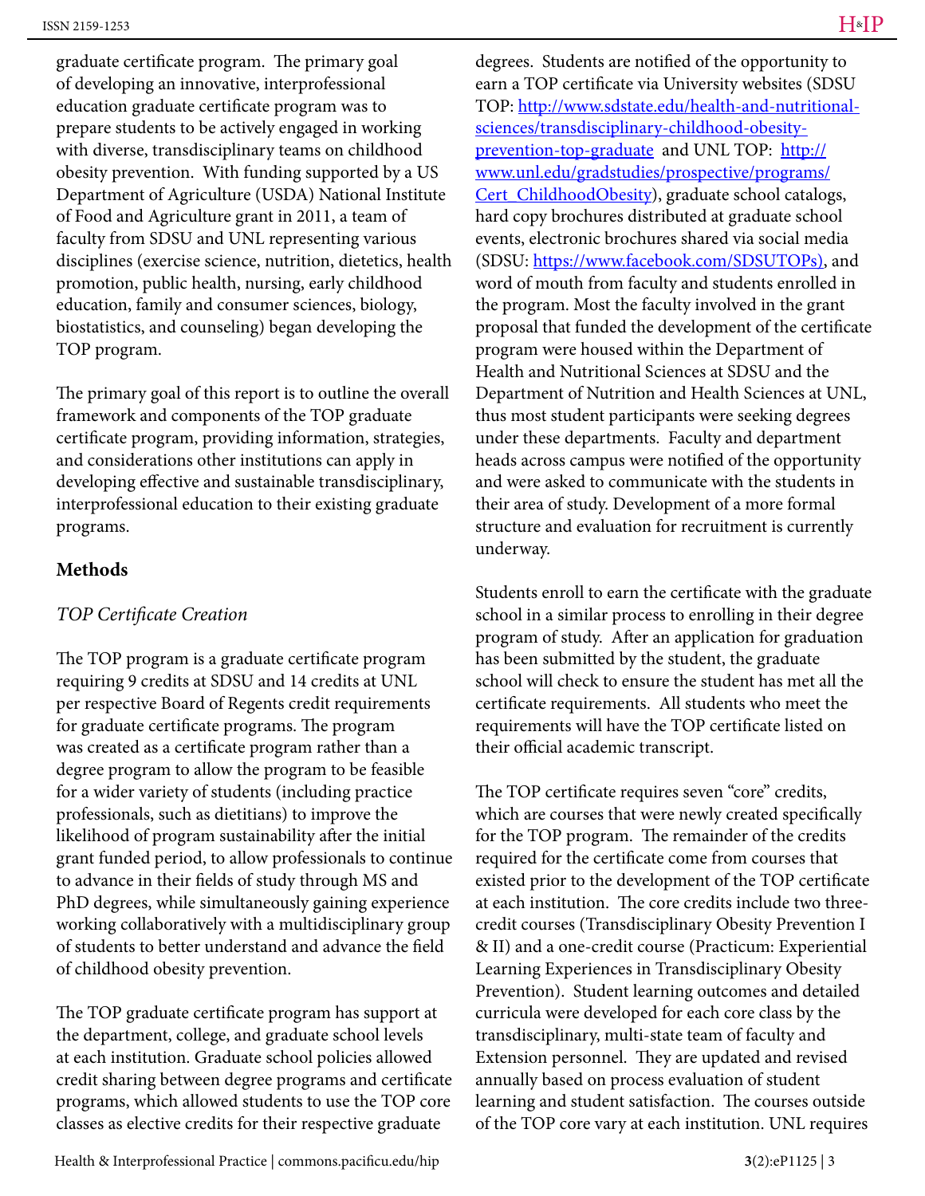graduate certificate program. The primary goal of developing an innovative, interprofessional education graduate certificate program was to prepare students to be actively engaged in working with diverse, transdisciplinary teams on childhood obesity prevention. With funding supported by a US Department of Agriculture (USDA) National Institute of Food and Agriculture grant in 2011, a team of faculty from SDSU and UNL representing various disciplines (exercise science, nutrition, dietetics, health promotion, public health, nursing, early childhood education, family and consumer sciences, biology, biostatistics, and counseling) began developing the TOP program.

The primary goal of this report is to outline the overall framework and components of the TOP graduate certificate program, providing information, strategies, and considerations other institutions can apply in developing effective and sustainable transdisciplinary, interprofessional education to their existing graduate programs.

## Methods

### *TOP Certificate Creation*

The TOP program is a graduate certificate program requiring 9 credits at SDSU and 14 credits at UNL per respective Board of Regents credit requirements for graduate certificate programs. The program was created as a certificate program rather than a degree program to allow the program to be feasible for a wider variety of students (including practice professionals, such as dietitians) to improve the likelihood of program sustainability after the initial grant funded period, to allow professionals to continue to advance in their fields of study through MS and PhD degrees, while simultaneously gaining experience working collaboratively with a multidisciplinary group of students to better understand and advance the field of childhood obesity prevention.

The TOP graduate certificate program has support at the department, college, and graduate school levels at each institution. Graduate school policies allowed credit sharing between degree programs and certificate programs, which allowed students to use the TOP core classes as elective credits for their respective graduate degrees. Students are notified of the opportunity to earn a TOP certificate via University websites (SDSU TOP: http://www.sdstate.edu/health-and-nutritional-sciences/transdisciplinary-childhood-obesity-prevention-top-graduate and UNL TOP: http://www.unl.edu/gradstudies/prospective/programs/Cert_ChildhoodObesity), graduate school catalogs, hard copy brochures distributed at graduate school events, electronic brochures shared via social media (SDSU: https://www.facebook.com/SDSUTOPs), and word of mouth from faculty and students enrolled in the program. Most the faculty involved in the grant proposal that funded the development of the certificate program were housed within the Department of Health and Nutritional Sciences at SDSU and the Department of Nutrition and Health Sciences at UNL, thus most student participants were seeking degrees under these departments. Faculty and department heads across campus were notified of the opportunity and were asked to communicate with the students in their area of study. Development of a more formal structure and evaluation for recruitment is currently underway.

Students enroll to earn the certificate with the graduate school in a similar process to enrolling in their degree program of study. After an application for graduation has been submitted by the student, the graduate school will check to ensure the student has met all the certificate requirements. All students who meet the requirements will have the TOP certificate listed on their official academic transcript.

The TOP certificate requires seven "core" credits, which are courses that were newly created specifically for the TOP program. The remainder of the credits required for the certificate come from courses that existed prior to the development of the TOP certificate at each institution. The core credits include two three-credit courses (Transdisciplinary Obesity Prevention I & II) and a one-credit course (Practicum: Experiential Learning Experiences in Transdisciplinary Obesity Prevention). Student learning outcomes and detailed curricula were developed for each core class by the transdisciplinary, multi-state team of faculty and Extension personnel. They are updated and revised annually based on process evaluation of student learning and student satisfaction. The courses outside of the TOP core vary at each institution. UNL requires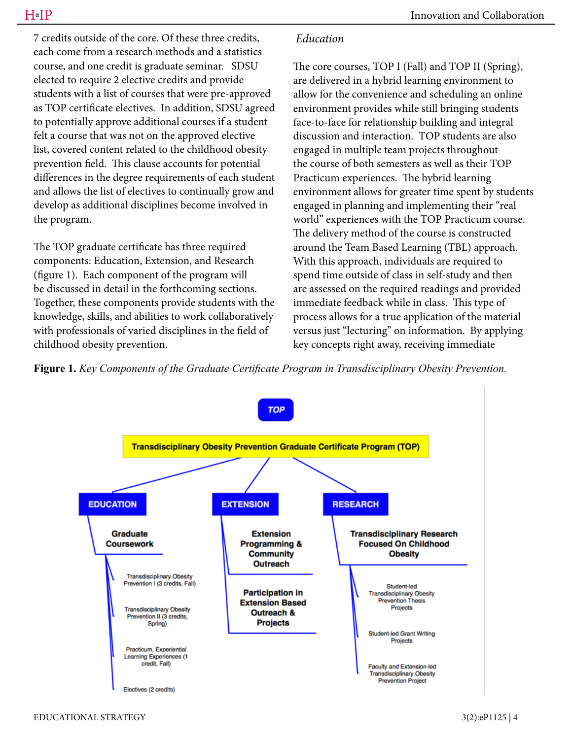7 credits outside of the core. Of these three credits, each come from a research methods and a statistics course, and one credit is graduate seminar. SDSU elected to require 2 elective credits and provide students with a list of courses that were pre-approved as TOP certificate electives. In addition, SDSU agreed to potentially approve additional courses if a student felt a course that was not on the approved elective list, covered content related to the childhood obesity prevention field. This clause accounts for potential differences in the degree requirements of each student and allows the list of electives to continually grow and develop as additional disciplines become involved in the program.

The TOP graduate certificate has three required components: Education, Extension, and Research (figure 1). Each component of the program will be discussed in detail in the forthcoming sections. Together, these components provide students with the knowledge, skills, and abilities to work collaboratively with professionals of varied disciplines in the field of childhood obesity prevention.

### *Education*

The core courses, TOP I (Fall) and TOP II (Spring), are delivered in a hybrid learning environment to allow for the convenience and scheduling an online environment provides while still bringing students face-to-face for relationship building and integral discussion and interaction. TOP students are also engaged in multiple team projects throughout the course of both semesters as well as their TOP Practicum experiences. The hybrid learning environment allows for greater time spent by students engaged in planning and implementing their "real world" experiences with the TOP Practicum course. The delivery method of the course is constructed around the Team Based Learning (TBL) approach. With this approach, individuals are required to spend time outside of class in self-study and then are assessed on the required readings and provided immediate feedback while in class. This type of process allows for a true application of the material versus just "lecturing" on information. By applying key concepts right away, receiving immediate

**Figure 1.** *Key Components of the Graduate Certificate Program in Transdisciplinary Obesity Prevention.*

TOP

Transdisciplinary Obesity Prevention Graduate Certificate Program (TOP)

- **EDUCATION**
  - **Graduate Coursework**
    - Transdisciplinary Obesity Prevention I (3 credits, Fall)
    - Transdisciplinary Obesity Prevention II (3 credits, Spring)
    - Practicum, Experiential Learning Experiences (1 credit, Fall)
    - Electives (2 credits)
- **EXTENSION**
  - **Extension Programming & Community Outreach**
  - **Participation in Extension Based Outreach & Projects**
- **RESEARCH**
  - **Transdisciplinary Research Focused On Childhood Obesity**
    - Student-led Transdisciplinary Obesity Prevention Thesis Projects
    - Student-led Grant Writing Projects
    - Faculty and Extension-led Transdisciplinary Obesity Prevention Project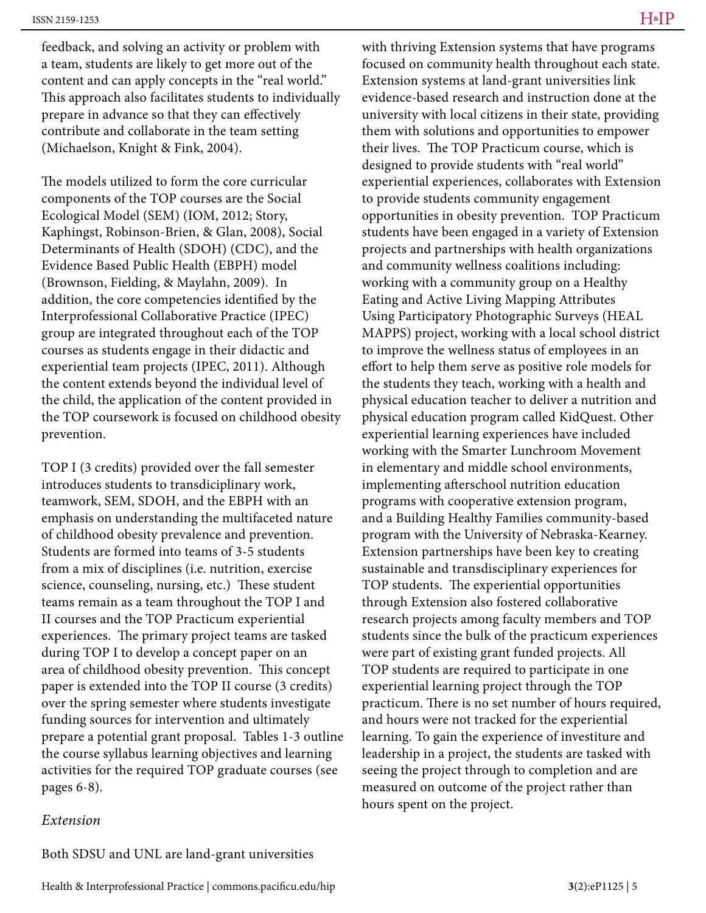feedback, and solving an activity or problem with a team, students are likely to get more out of the content and can apply concepts in the "real world." This approach also facilitates students to individually prepare in advance so that they can effectively contribute and collaborate in the team setting (Michaelson, Knight & Fink, 2004).

The models utilized to form the core curricular components of the TOP courses are the Social Ecological Model (SEM) (IOM, 2012; Story, Kaphingst, Robinson-Brien, & Glan, 2008), Social Determinants of Health (SDOH) (CDC), and the Evidence Based Public Health (EBPH) model (Brownson, Fielding, & Maylahn, 2009). In addition, the core competencies identified by the Interprofessional Collaborative Practice (IPEC) group are integrated throughout each of the TOP courses as students engage in their didactic and experiential team projects (IPEC, 2011). Although the content extends beyond the individual level of the child, the application of the content provided in the TOP coursework is focused on childhood obesity prevention.

TOP I (3 credits) provided over the fall semester introduces students to transdiciplinary work, teamwork, SEM, SDOH, and the EBPH with an emphasis on understanding the multifaceted nature of childhood obesity prevalence and prevention. Students are formed into teams of 3-5 students from a mix of disciplines (i.e. nutrition, exercise science, counseling, nursing, etc.) These student teams remain as a team throughout the TOP I and II courses and the TOP Practicum experiential experiences. The primary project teams are tasked during TOP I to develop a concept paper on an area of childhood obesity prevention. This concept paper is extended into the TOP II course (3 credits) over the spring semester where students investigate funding sources for intervention and ultimately prepare a potential grant proposal. Tables 1-3 outline the course syllabus learning objectives and learning activities for the required TOP graduate courses (see pages 6-8).

*Extension*

Both SDSU and UNL are land-grant universities with thriving Extension systems that have programs focused on community health throughout each state. Extension systems at land-grant universities link evidence-based research and instruction done at the university with local citizens in their state, providing them with solutions and opportunities to empower their lives. The TOP Practicum course, which is designed to provide students with "real world" experiential experiences, collaborates with Extension to provide students community engagement opportunities in obesity prevention. TOP Practicum students have been engaged in a variety of Extension projects and partnerships with health organizations and community wellness coalitions including: working with a community group on a Healthy Eating and Active Living Mapping Attributes Using Participatory Photographic Surveys (HEAL MAPPS) project, working with a local school district to improve the wellness status of employees in an effort to help them serve as positive role models for the students they teach, working with a health and physical education teacher to deliver a nutrition and physical education program called KidQuest. Other experiential learning experiences have included working with the Smarter Lunchroom Movement in elementary and middle school environments, implementing afterschool nutrition education programs with cooperative extension program, and a Building Healthy Families community-based program with the University of Nebraska-Kearney. Extension partnerships have been key to creating sustainable and transdisciplinary experiences for TOP students. The experiential opportunities through Extension also fostered collaborative research projects among faculty members and TOP students since the bulk of the practicum experiences were part of existing grant funded projects. All TOP students are required to participate in one experiential learning project through the TOP practicum. There is no set number of hours required, and hours were not tracked for the experiential learning. To gain the experience of investiture and leadership in a project, the students are tasked with seeing the project through to completion and are measured on outcome of the project rather than hours spent on the project.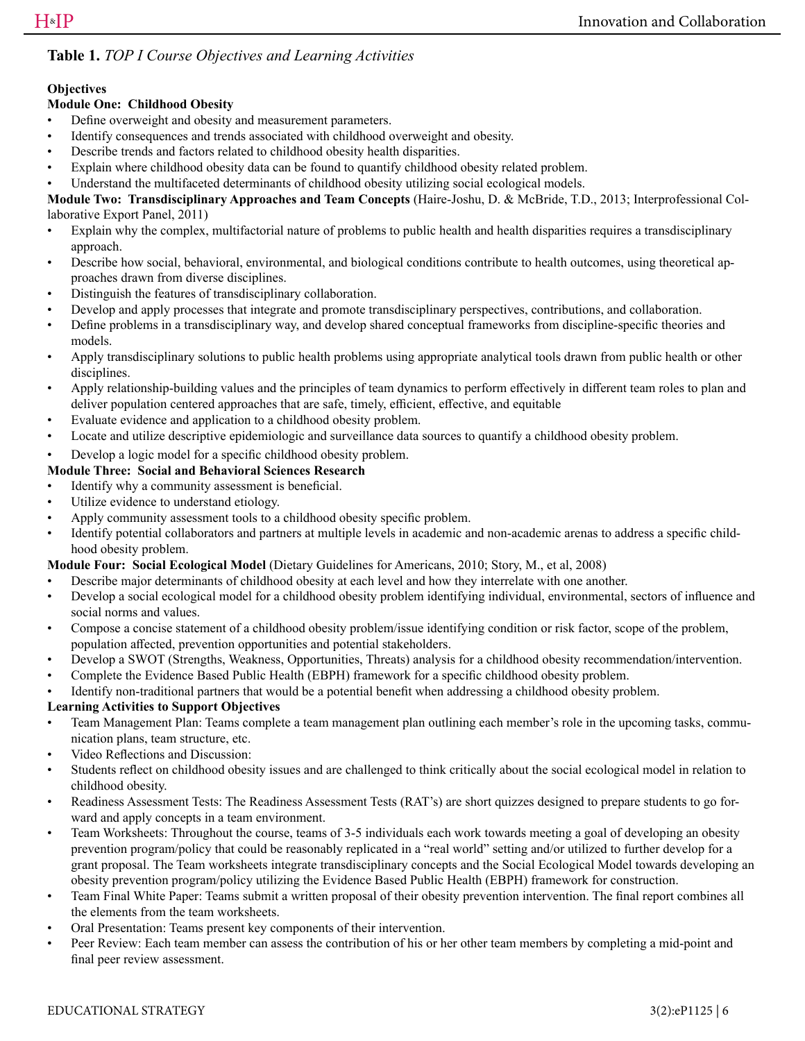**Table 1.** *TOP I Course Objectives and Learning Activities*

**Objectives**

**Module One: Childhood Obesity**

- Define overweight and obesity and measurement parameters.
- Identify consequences and trends associated with childhood overweight and obesity.
- Describe trends and factors related to childhood obesity health disparities.
- Explain where childhood obesity data can be found to quantify childhood obesity related problem.
- Understand the multifaceted determinants of childhood obesity utilizing social ecological models.

**Module Two: Transdisciplinary Approaches and Team Concepts** (Haire-Joshu, D. & McBride, T.D., 2013; Interprofessional Collaborative Export Panel, 2011)

- Explain why the complex, multifactorial nature of problems to public health and health disparities requires a transdisciplinary approach.
- Describe how social, behavioral, environmental, and biological conditions contribute to health outcomes, using theoretical approaches drawn from diverse disciplines.
- Distinguish the features of transdisciplinary collaboration.
- Develop and apply processes that integrate and promote transdisciplinary perspectives, contributions, and collaboration.
- Define problems in a transdisciplinary way, and develop shared conceptual frameworks from discipline-specific theories and models.
- Apply transdisciplinary solutions to public health problems using appropriate analytical tools drawn from public health or other disciplines.
- Apply relationship-building values and the principles of team dynamics to perform effectively in different team roles to plan and deliver population centered approaches that are safe, timely, efficient, effective, and equitable
- Evaluate evidence and application to a childhood obesity problem.
- Locate and utilize descriptive epidemiologic and surveillance data sources to quantify a childhood obesity problem.
- Develop a logic model for a specific childhood obesity problem.

**Module Three: Social and Behavioral Sciences Research**

- Identify why a community assessment is beneficial.
- Utilize evidence to understand etiology.
- Apply community assessment tools to a childhood obesity specific problem.
- Identify potential collaborators and partners at multiple levels in academic and non-academic arenas to address a specific childhood obesity problem.

**Module Four: Social Ecological Model** (Dietary Guidelines for Americans, 2010; Story, M., et al, 2008)

- Describe major determinants of childhood obesity at each level and how they interrelate with one another.
- Develop a social ecological model for a childhood obesity problem identifying individual, environmental, sectors of influence and social norms and values.
- Compose a concise statement of a childhood obesity problem/issue identifying condition or risk factor, scope of the problem, population affected, prevention opportunities and potential stakeholders.
- Develop a SWOT (Strengths, Weakness, Opportunities, Threats) analysis for a childhood obesity recommendation/intervention.
- Complete the Evidence Based Public Health (EBPH) framework for a specific childhood obesity problem.
- Identify non-traditional partners that would be a potential benefit when addressing a childhood obesity problem.

**Learning Activities to Support Objectives**

- Team Management Plan: Teams complete a team management plan outlining each member's role in the upcoming tasks, communication plans, team structure, etc.
- Video Reflections and Discussion:
- Students reflect on childhood obesity issues and are challenged to think critically about the social ecological model in relation to childhood obesity.
- Readiness Assessment Tests: The Readiness Assessment Tests (RAT's) are short quizzes designed to prepare students to go forward and apply concepts in a team environment.
- Team Worksheets: Throughout the course, teams of 3-5 individuals each work towards meeting a goal of developing an obesity prevention program/policy that could be reasonably replicated in a "real world" setting and/or utilized to further develop for a grant proposal. The Team worksheets integrate transdisciplinary concepts and the Social Ecological Model towards developing an obesity prevention program/policy utilizing the Evidence Based Public Health (EBPH) framework for construction.
- Team Final White Paper: Teams submit a written proposal of their obesity prevention intervention. The final report combines all the elements from the team worksheets.
- Oral Presentation: Teams present key components of their intervention.
- Peer Review: Each team member can assess the contribution of his or her other team members by completing a mid-point and final peer review assessment.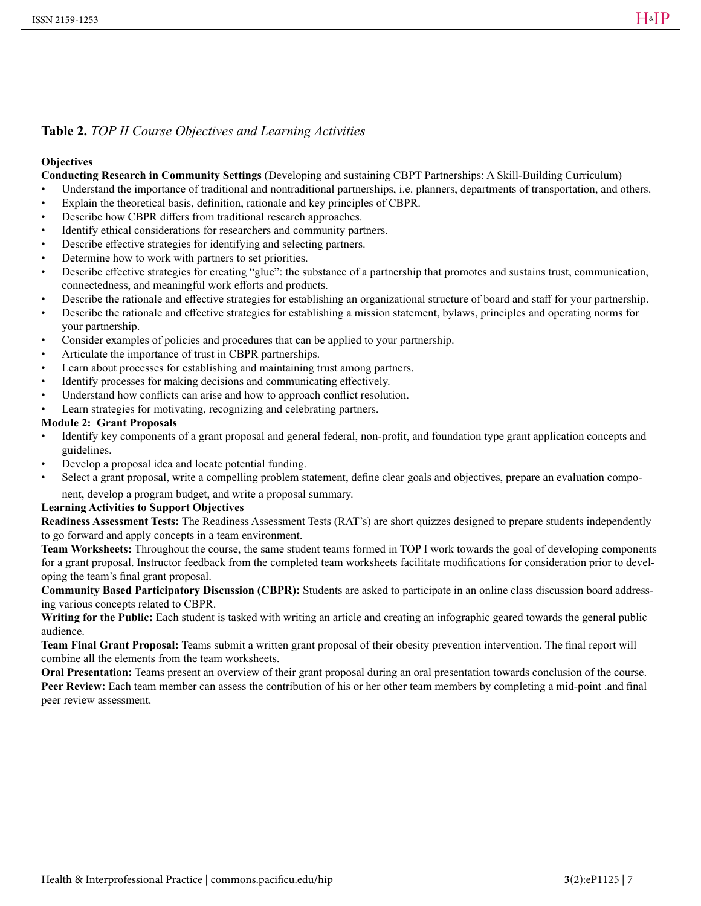**Table 2.** *TOP II Course Objectives and Learning Activities*

**Objectives**

**Conducting Research in Community Settings** (Developing and sustaining CBPT Partnerships: A Skill-Building Curriculum)

- Understand the importance of traditional and nontraditional partnerships, i.e. planners, departments of transportation, and others.
- Explain the theoretical basis, definition, rationale and key principles of CBPR.
- Describe how CBPR differs from traditional research approaches.
- Identify ethical considerations for researchers and community partners.
- Describe effective strategies for identifying and selecting partners.
- Determine how to work with partners to set priorities.
- Describe effective strategies for creating "glue": the substance of a partnership that promotes and sustains trust, communication, connectedness, and meaningful work efforts and products.
- Describe the rationale and effective strategies for establishing an organizational structure of board and staff for your partnership.
- Describe the rationale and effective strategies for establishing a mission statement, bylaws, principles and operating norms for your partnership.
- Consider examples of policies and procedures that can be applied to your partnership.
- Articulate the importance of trust in CBPR partnerships.
- Learn about processes for establishing and maintaining trust among partners.
- Identify processes for making decisions and communicating effectively.
- Understand how conflicts can arise and how to approach conflict resolution.
- Learn strategies for motivating, recognizing and celebrating partners.

**Module 2: Grant Proposals**

- Identify key components of a grant proposal and general federal, non-profit, and foundation type grant application concepts and guidelines.
- Develop a proposal idea and locate potential funding.
- Select a grant proposal, write a compelling problem statement, define clear goals and objectives, prepare an evaluation component, develop a program budget, and write a proposal summary.

**Learning Activities to Support Objectives**

**Readiness Assessment Tests:** The Readiness Assessment Tests (RAT's) are short quizzes designed to prepare students independently to go forward and apply concepts in a team environment.

**Team Worksheets:** Throughout the course, the same student teams formed in TOP I work towards the goal of developing components for a grant proposal. Instructor feedback from the completed team worksheets facilitate modifications for consideration prior to developing the team's final grant proposal.

**Community Based Participatory Discussion (CBPR):** Students are asked to participate in an online class discussion board addressing various concepts related to CBPR.

**Writing for the Public:** Each student is tasked with writing an article and creating an infographic geared towards the general public audience.

**Team Final Grant Proposal:** Teams submit a written grant proposal of their obesity prevention intervention. The final report will combine all the elements from the team worksheets.

**Oral Presentation:** Teams present an overview of their grant proposal during an oral presentation towards conclusion of the course.

**Peer Review:** Each team member can assess the contribution of his or her other team members by completing a mid-point .and final peer review assessment.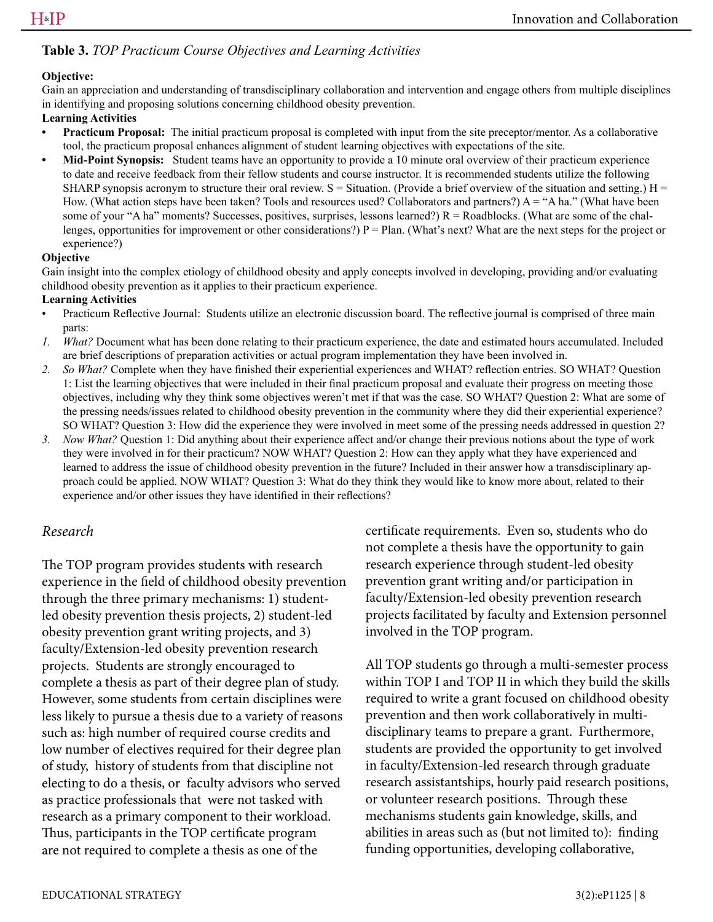**Table 3.** *TOP Practicum Course Objectives and Learning Activities*

**Objective:**

Gain an appreciation and understanding of transdisciplinary collaboration and intervention and engage others from multiple disciplines in identifying and proposing solutions concerning childhood obesity prevention.

**Learning Activities**

- **Practicum Proposal:** The initial practicum proposal is completed with input from the site preceptor/mentor. As a collaborative tool, the practicum proposal enhances alignment of student learning objectives with expectations of the site.
- **Mid-Point Synopsis:** Student teams have an opportunity to provide a 10 minute oral overview of their practicum experience to date and receive feedback from their fellow students and course instructor. It is recommended students utilize the following SHARP synopsis acronym to structure their oral review. S = Situation. (Provide a brief overview of the situation and setting.) H = How. (What action steps have been taken? Tools and resources used? Collaborators and partners?) A = "A ha." (What have been some of your "A ha" moments? Successes, positives, surprises, lessons learned?) R = Roadblocks. (What are some of the challenges, opportunities for improvement or other considerations?) P = Plan. (What's next? What are the next steps for the project or experience?)

**Objective**

Gain insight into the complex etiology of childhood obesity and apply concepts involved in developing, providing and/or evaluating childhood obesity prevention as it applies to their practicum experience.

**Learning Activities**

- Practicum Reflective Journal: Students utilize an electronic discussion board. The reflective journal is comprised of three main parts:

1. *What?* Document what has been done relating to their practicum experience, the date and estimated hours accumulated. Included are brief descriptions of preparation activities or actual program implementation they have been involved in.
2. *So What?* Complete when they have finished their experiential experiences and WHAT? reflection entries. SO WHAT? Question 1: List the learning objectives that were included in their final practicum proposal and evaluate their progress on meeting those objectives, including why they think some objectives weren't met if that was the case. SO WHAT? Question 2: What are some of the pressing needs/issues related to childhood obesity prevention in the community where they did their experiential experience? SO WHAT? Question 3: How did the experience they were involved in meet some of the pressing needs addressed in question 2?
3. *Now What?* Question 1: Did anything about their experience affect and/or change their previous notions about the type of work they were involved in for their practicum? NOW WHAT? Question 2: How can they apply what they have experienced and learned to address the issue of childhood obesity prevention in the future? Included in their answer how a transdisciplinary approach could be applied. NOW WHAT? Question 3: What do they think they would like to know more about, related to their experience and/or other issues they have identified in their reflections?

### *Research*

The TOP program provides students with research experience in the field of childhood obesity prevention through the three primary mechanisms: 1) student-led obesity prevention thesis projects, 2) student-led obesity prevention grant writing projects, and 3) faculty/Extension-led obesity prevention research projects. Students are strongly encouraged to complete a thesis as part of their degree plan of study. However, some students from certain disciplines were less likely to pursue a thesis due to a variety of reasons such as: high number of required course credits and low number of electives required for their degree plan of study, history of students from that discipline not electing to do a thesis, or faculty advisors who served as practice professionals that were not tasked with research as a primary component to their workload. Thus, participants in the TOP certificate program are not required to complete a thesis as one of the certificate requirements. Even so, students who do not complete a thesis have the opportunity to gain research experience through student-led obesity prevention grant writing and/or participation in faculty/Extension-led obesity prevention research projects facilitated by faculty and Extension personnel involved in the TOP program.

All TOP students go through a multi-semester process within TOP I and TOP II in which they build the skills required to write a grant focused on childhood obesity prevention and then work collaboratively in multi-disciplinary teams to prepare a grant. Furthermore, students are provided the opportunity to get involved in faculty/Extension-led research through graduate research assistantships, hourly paid research positions, or volunteer research positions. Through these mechanisms students gain knowledge, skills, and abilities in areas such as (but not limited to): finding funding opportunities, developing collaborative,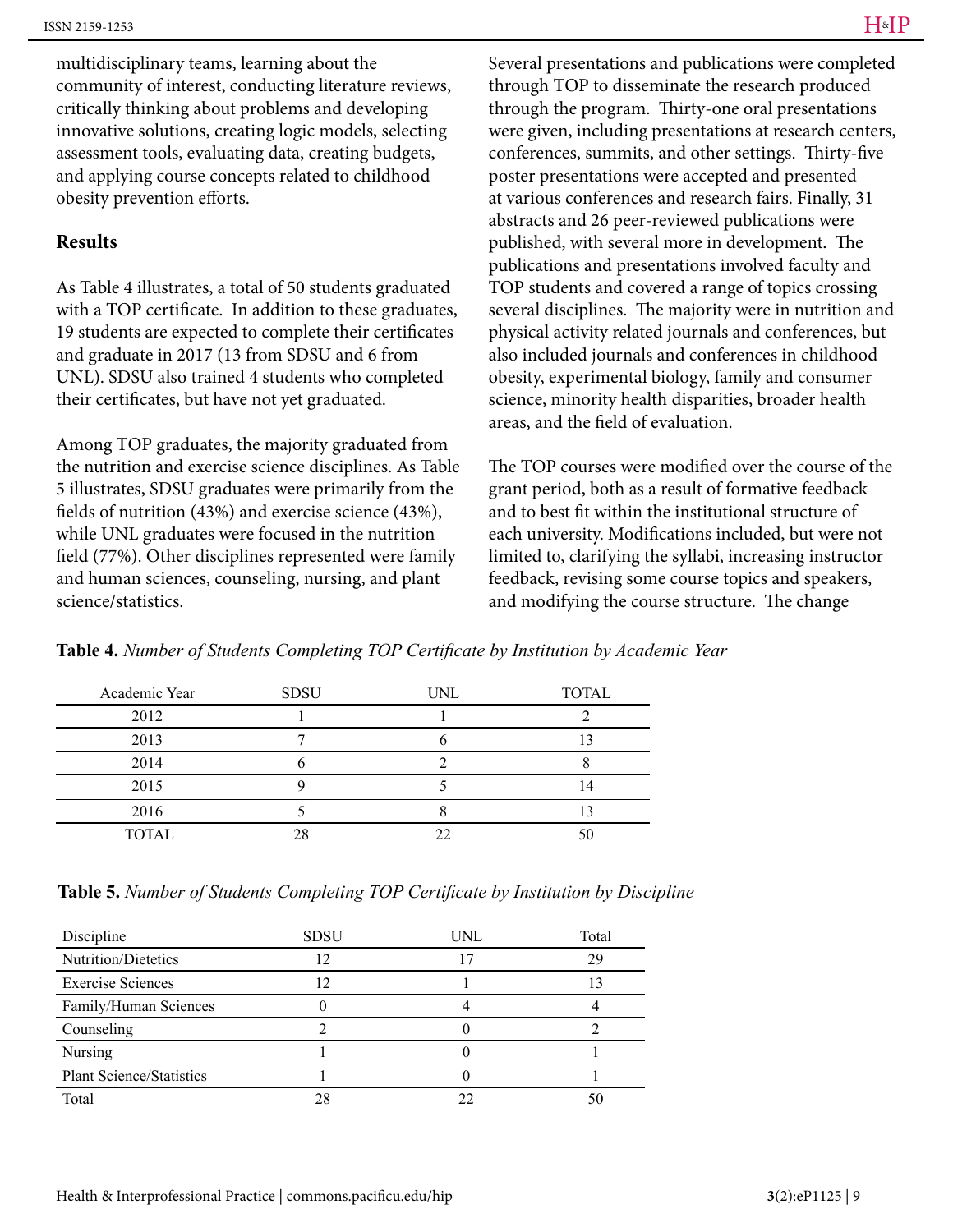multidisciplinary teams, learning about the community of interest, conducting literature reviews, critically thinking about problems and developing innovative solutions, creating logic models, selecting assessment tools, evaluating data, creating budgets, and applying course concepts related to childhood obesity prevention efforts.

## Results

As Table 4 illustrates, a total of 50 students graduated with a TOP certificate. In addition to these graduates, 19 students are expected to complete their certificates and graduate in 2017 (13 from SDSU and 6 from UNL). SDSU also trained 4 students who completed their certificates, but have not yet graduated.

Among TOP graduates, the majority graduated from the nutrition and exercise science disciplines. As Table 5 illustrates, SDSU graduates were primarily from the fields of nutrition (43%) and exercise science (43%), while UNL graduates were focused in the nutrition field (77%). Other disciplines represented were family and human sciences, counseling, nursing, and plant science/statistics.

Several presentations and publications were completed through TOP to disseminate the research produced through the program. Thirty-one oral presentations were given, including presentations at research centers, conferences, summits, and other settings. Thirty-five poster presentations were accepted and presented at various conferences and research fairs. Finally, 31 abstracts and 26 peer-reviewed publications were published, with several more in development. The publications and presentations involved faculty and TOP students and covered a range of topics crossing several disciplines. The majority were in nutrition and physical activity related journals and conferences, but also included journals and conferences in childhood obesity, experimental biology, family and consumer science, minority health disparities, broader health areas, and the field of evaluation.

The TOP courses were modified over the course of the grant period, both as a result of formative feedback and to best fit within the institutional structure of each university. Modifications included, but were not limited to, clarifying the syllabi, increasing instructor feedback, revising some course topics and speakers, and modifying the course structure. The change

**Table 4.** *Number of Students Completing TOP Certificate by Institution by Academic Year*

| Academic Year | SDSU | UNL | TOTAL |
|---|---|---|---|
| 2012 | 1 | 1 | 2 |
| 2013 | 7 | 6 | 13 |
| 2014 | 6 | 2 | 8 |
| 2015 | 9 | 5 | 14 |
| 2016 | 5 | 8 | 13 |
| TOTAL | 28 | 22 | 50 |

**Table 5.** *Number of Students Completing TOP Certificate by Institution by Discipline*

| Discipline | SDSU | UNL | Total |
|---|---|---|---|
| Nutrition/Dietetics | 12 | 17 | 29 |
| Exercise Sciences | 12 | 1 | 13 |
| Family/Human Sciences | 0 | 4 | 4 |
| Counseling | 2 | 0 | 2 |
| Nursing | 1 | 0 | 1 |
| Plant Science/Statistics | 1 | 0 | 1 |
| Total | 28 | 22 | 50 |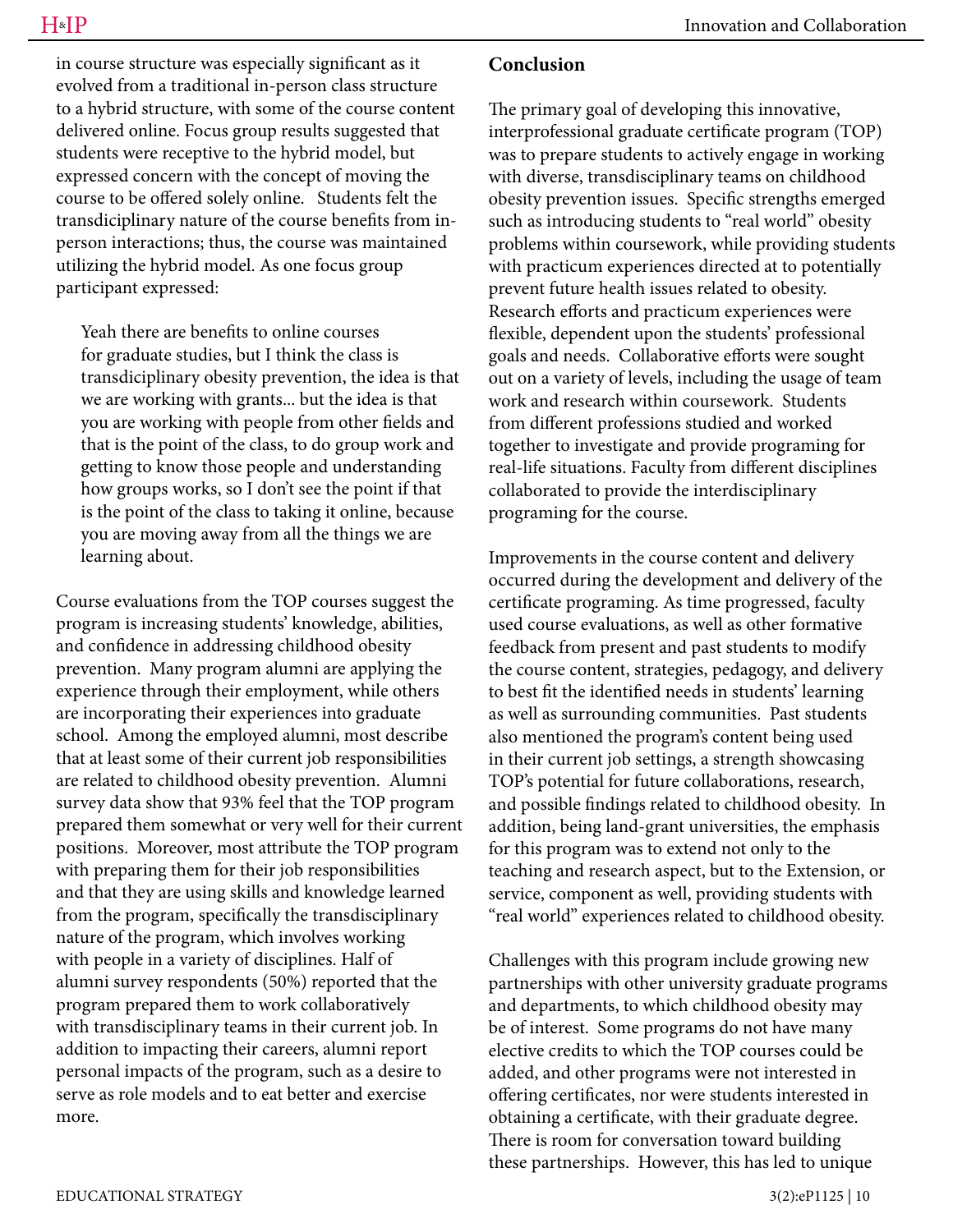in course structure was especially significant as it evolved from a traditional in-person class structure to a hybrid structure, with some of the course content delivered online. Focus group results suggested that students were receptive to the hybrid model, but expressed concern with the concept of moving the course to be offered solely online. Students felt the transdisciplinary nature of the course benefits from in-person interactions; thus, the course was maintained utilizing the hybrid model. As one focus group participant expressed:

> Yeah there are benefits to online courses for graduate studies, but I think the class is transdisciplinary obesity prevention, the idea is that we are working with grants... but the idea is that you are working with people from other fields and that is the point of the class, to do group work and getting to know those people and understanding how groups works, so I don't see the point if that is the point of the class to taking it online, because you are moving away from all the things we are learning about.

Course evaluations from the TOP courses suggest the program is increasing students' knowledge, abilities, and confidence in addressing childhood obesity prevention. Many program alumni are applying the experience through their employment, while others are incorporating their experiences into graduate school. Among the employed alumni, most describe that at least some of their current job responsibilities are related to childhood obesity prevention. Alumni survey data show that 93% feel that the TOP program prepared them somewhat or very well for their current positions. Moreover, most attribute the TOP program with preparing them for their job responsibilities and that they are using skills and knowledge learned from the program, specifically the transdisciplinary nature of the program, which involves working with people in a variety of disciplines. Half of alumni survey respondents (50%) reported that the program prepared them to work collaboratively with transdisciplinary teams in their current job. In addition to impacting their careers, alumni report personal impacts of the program, such as a desire to serve as role models and to eat better and exercise more.

## Conclusion

The primary goal of developing this innovative, interprofessional graduate certificate program (TOP) was to prepare students to actively engage in working with diverse, transdisciplinary teams on childhood obesity prevention issues. Specific strengths emerged such as introducing students to "real world" obesity problems within coursework, while providing students with practicum experiences directed at to potentially prevent future health issues related to obesity. Research efforts and practicum experiences were flexible, dependent upon the students' professional goals and needs. Collaborative efforts were sought out on a variety of levels, including the usage of team work and research within coursework. Students from different professions studied and worked together to investigate and provide programing for real-life situations. Faculty from different disciplines collaborated to provide the interdisciplinary programing for the course.

Improvements in the course content and delivery occurred during the development and delivery of the certificate programing. As time progressed, faculty used course evaluations, as well as other formative feedback from present and past students to modify the course content, strategies, pedagogy, and delivery to best fit the identified needs in students' learning as well as surrounding communities. Past students also mentioned the program's content being used in their current job settings, a strength showcasing TOP's potential for future collaborations, research, and possible findings related to childhood obesity. In addition, being land-grant universities, the emphasis for this program was to extend not only to the teaching and research aspect, but to the Extension, or service, component as well, providing students with "real world" experiences related to childhood obesity.

Challenges with this program include growing new partnerships with other university graduate programs and departments, to which childhood obesity may be of interest. Some programs do not have many elective credits to which the TOP courses could be added, and other programs were not interested in offering certificates, nor were students interested in obtaining a certificate, with their graduate degree. There is room for conversation toward building these partnerships. However, this has led to unique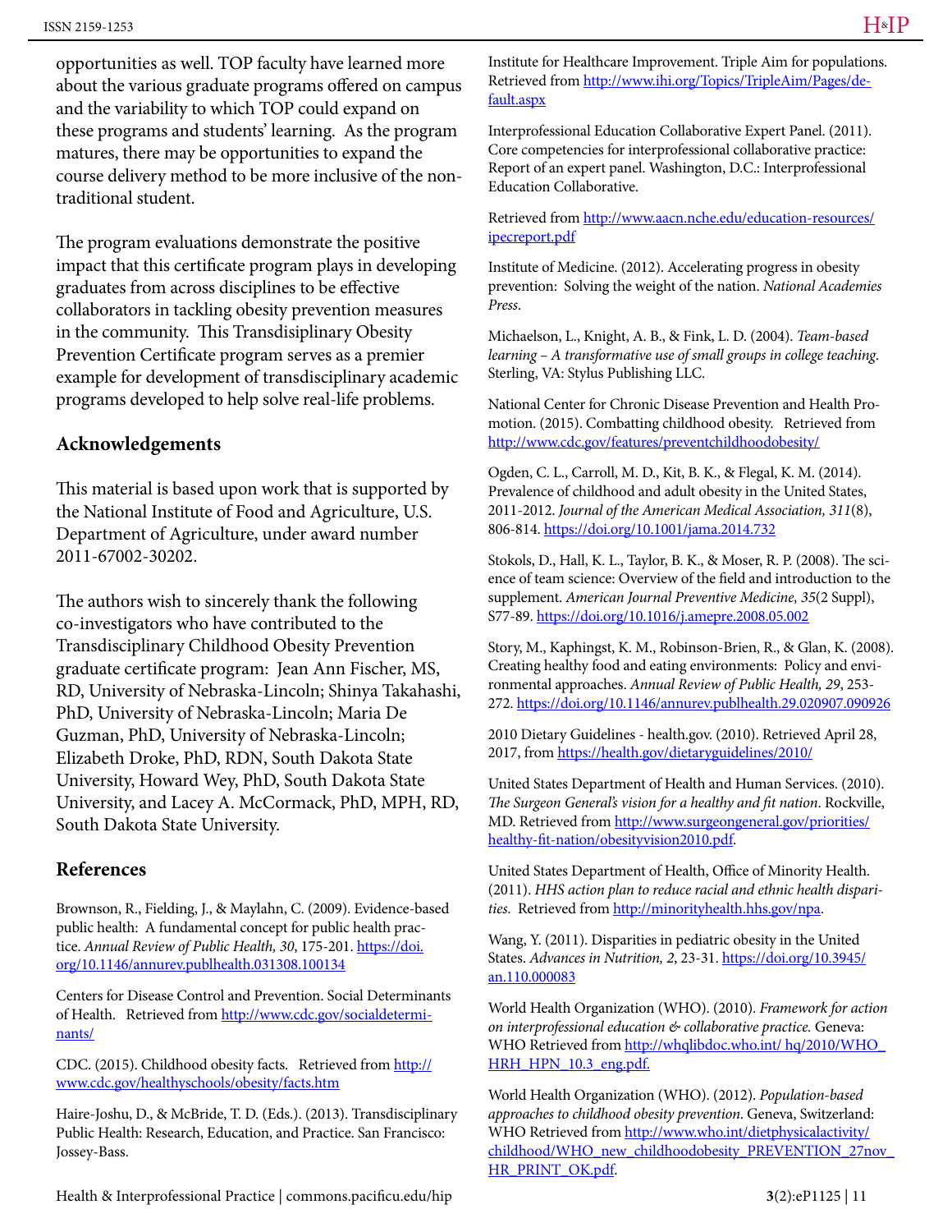opportunities as well. TOP faculty have learned more about the various graduate programs offered on campus and the variability to which TOP could expand on these programs and students' learning. As the program matures, there may be opportunities to expand the course delivery method to be more inclusive of the non-traditional student.

The program evaluations demonstrate the positive impact that this certificate program plays in developing graduates from across disciplines to be effective collaborators in tackling obesity prevention measures in the community. This Transdisiplinary Obesity Prevention Certificate program serves as a premier example for development of transdisciplinary academic programs developed to help solve real-life problems.

## Acknowledgements

This material is based upon work that is supported by the National Institute of Food and Agriculture, U.S. Department of Agriculture, under award number 2011-67002-30202.

The authors wish to sincerely thank the following co-investigators who have contributed to the Transdisciplinary Childhood Obesity Prevention graduate certificate program: Jean Ann Fischer, MS, RD, University of Nebraska-Lincoln; Shinya Takahashi, PhD, University of Nebraska-Lincoln; Maria De Guzman, PhD, University of Nebraska-Lincoln; Elizabeth Droke, PhD, RDN, South Dakota State University, Howard Wey, PhD, South Dakota State University, and Lacey A. McCormack, PhD, MPH, RD, South Dakota State University.

## References

Brownson, R., Fielding, J., & Maylahn, C. (2009). Evidence-based public health: A fundamental concept for public health practice. *Annual Review of Public Health, 30*, 175-201. https://doi.org/10.1146/annurev.publhealth.031308.100134

Centers for Disease Control and Prevention. Social Determinants of Health. Retrieved from http://www.cdc.gov/socialdeterminants/

CDC. (2015). Childhood obesity facts. Retrieved from http://www.cdc.gov/healthyschools/obesity/facts.htm

Haire-Joshu, D., & McBride, T. D. (Eds.). (2013). Transdisciplinary Public Health: Research, Education, and Practice. San Francisco: Jossey-Bass.

Institute for Healthcare Improvement. Triple Aim for populations. Retrieved from http://www.ihi.org/Topics/TripleAim/Pages/default.aspx

Interprofessional Education Collaborative Expert Panel. (2011). Core competencies for interprofessional collaborative practice: Report of an expert panel. Washington, D.C.: Interprofessional Education Collaborative.

Retrieved from http://www.aacn.nche.edu/education-resources/ipecreport.pdf

Institute of Medicine. (2012). Accelerating progress in obesity prevention: Solving the weight of the nation. *National Academies Press*.

Michaelson, L., Knight, A. B., & Fink, L. D. (2004). *Team-based learning – A transformative use of small groups in college teaching*. Sterling, VA: Stylus Publishing LLC.

National Center for Chronic Disease Prevention and Health Promotion. (2015). Combatting childhood obesity. Retrieved from http://www.cdc.gov/features/preventchildhoodobesity/

Ogden, C. L., Carroll, M. D., Kit, B. K., & Flegal, K. M. (2014). Prevalence of childhood and adult obesity in the United States, 2011-2012. *Journal of the American Medical Association, 311*(8), 806-814. https://doi.org/10.1001/jama.2014.732

Stokols, D., Hall, K. L., Taylor, B. K., & Moser, R. P. (2008). The science of team science: Overview of the field and introduction to the supplement. *American Journal Preventive Medicine, 35*(2 Suppl), S77-89. https://doi.org/10.1016/j.amepre.2008.05.002

Story, M., Kaphingst, K. M., Robinson-Brien, R., & Glan, K. (2008). Creating healthy food and eating environments: Policy and environmental approaches. *Annual Review of Public Health, 29*, 253-272. https://doi.org/10.1146/annurev.publhealth.29.020907.090926

2010 Dietary Guidelines - health.gov. (2010). Retrieved April 28, 2017, from https://health.gov/dietaryguidelines/2010/

United States Department of Health and Human Services. (2010). *The Surgeon General's vision for a healthy and fit nation*. Rockville, MD. Retrieved from http://www.surgeongeneral.gov/priorities/healthy-fit-nation/obesityvision2010.pdf.

United States Department of Health, Office of Minority Health. (2011). *HHS action plan to reduce racial and ethnic health disparities*. Retrieved from http://minorityhealth.hhs.gov/npa.

Wang, Y. (2011). Disparities in pediatric obesity in the United States. *Advances in Nutrition, 2*, 23-31. https://doi.org/10.3945/an.110.000083

World Health Organization (WHO). (2010). *Framework for action on interprofessional education & collaborative practice.* Geneva: WHO Retrieved from http://whqlibdoc.who.int/ hq/2010/WHO_HRH_HPN_10.3_eng.pdf.

World Health Organization (WHO). (2012). *Population-based approaches to childhood obesity prevention*. Geneva, Switzerland: WHO Retrieved from http://www.who.int/dietphysicalactivity/childhood/WHO_new_childhoodobesity_PREVENTION_27nov_HR_PRINT_OK.pdf.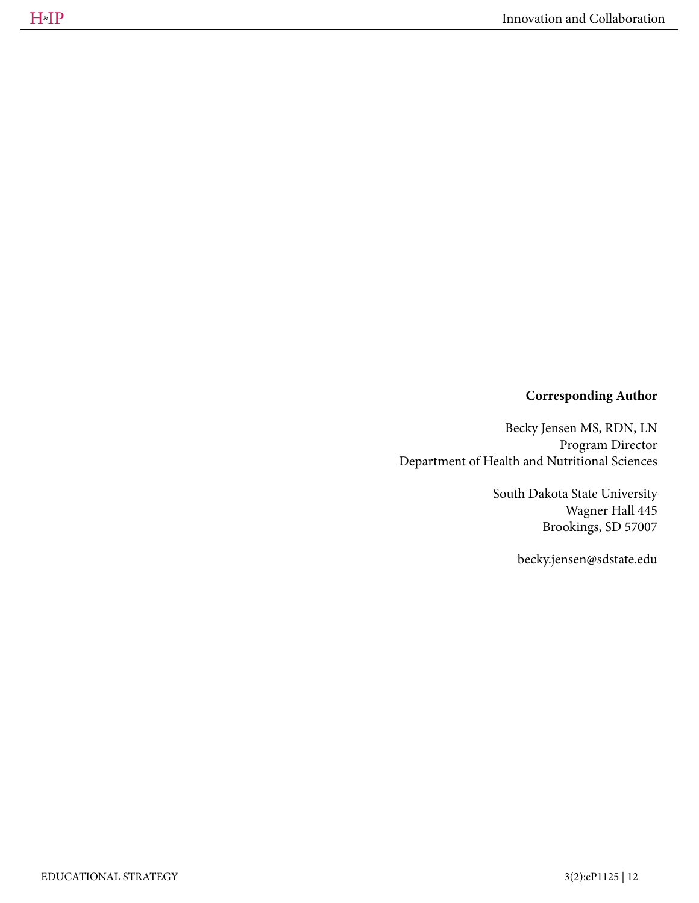**Corresponding Author**

Becky Jensen MS, RDN, LN
Program Director
Department of Health and Nutritional Sciences

South Dakota State University
Wagner Hall 445
Brookings, SD 57007

becky.jensen@sdstate.edu